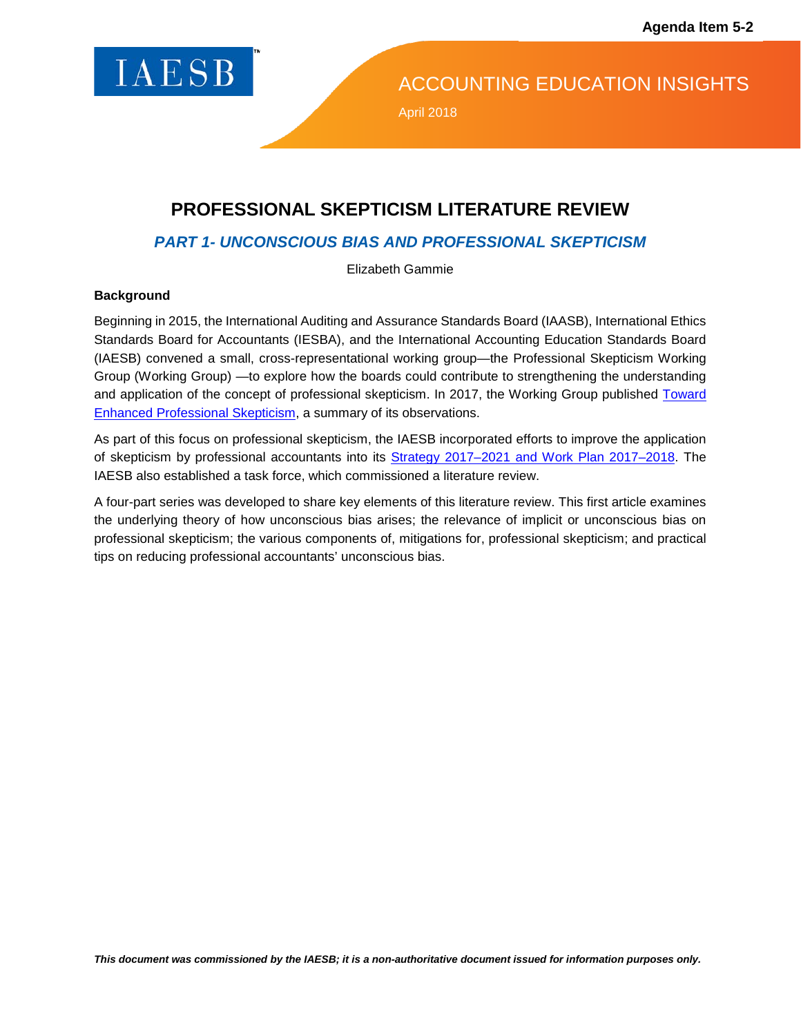Agenda Item 5-2

IAESB

ACCOUNTING EDUCATION INSIGHTS

April 2018

# PROFESSIONAL SKEPTICISM LITERATURE REVIEW

## *PART 1- UNCONSCIOUS BIAS AND PROFESSIONAL SKEPTICISM*

Elizabeth Gammie

### Background

Beginning in 2015, the International Auditing and Assurance Standards Board (IAASB), International Ethics Standards Board for Accountants (IESBA), and the International Accounting Education Standards Board (IAESB) convened a small, cross-representational working group—the Professional Skepticism Working Group (Working Group) —to explore how the boards could contribute to strengthening the understanding and application of the concept of professional skepticism. In 2017, the Working Group published Toward Enhanced Professional Skepticism, a summary of its observations.

As part of this focus on professional skepticism, the IAESB incorporated efforts to improve the application of skepticism by professional accountants into its Strategy 2017–2021 and Work Plan 2017–2018. The IAESB also established a task force, which commissioned a literature review.

A four-part series was developed to share key elements of this literature review. This first article examines the underlying theory of how unconscious bias arises; the relevance of implicit or unconscious bias on professional skepticism; the various components of, mitigations for, professional skepticism; and practical tips on reducing professional accountants' unconscious bias.

***This document was commissioned by the IAESB; it is a non-authoritative document issued for information purposes only.***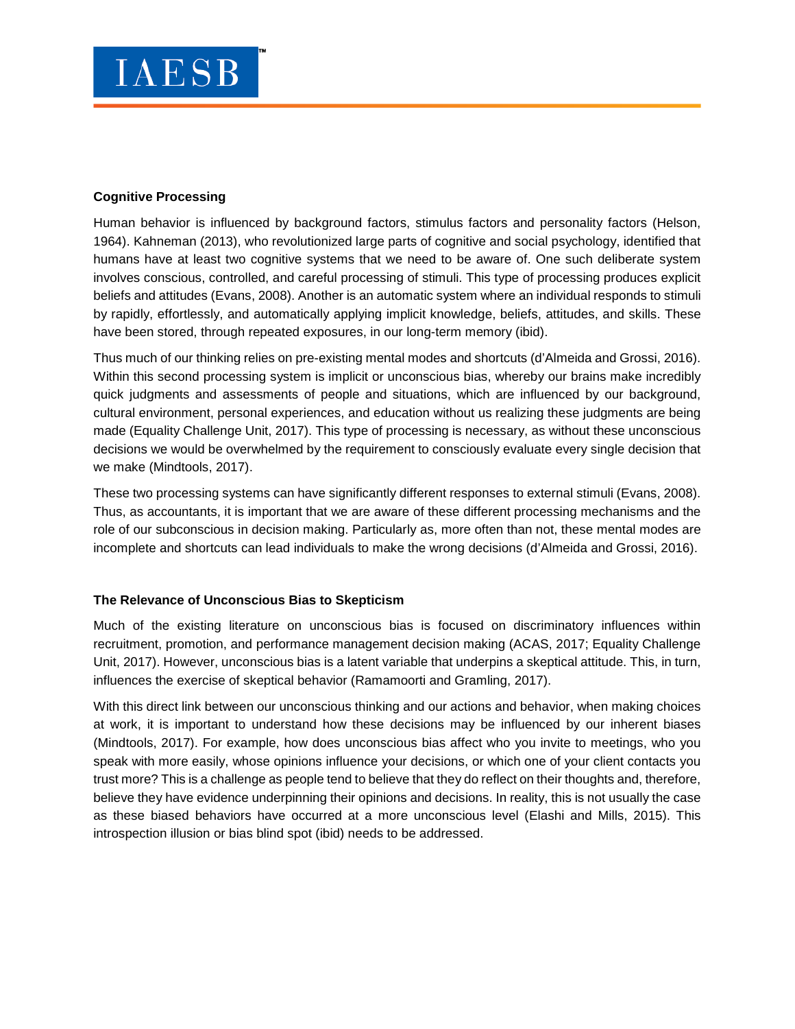**Cognitive Processing**

Human behavior is influenced by background factors, stimulus factors and personality factors (Helson, 1964). Kahneman (2013), who revolutionized large parts of cognitive and social psychology, identified that humans have at least two cognitive systems that we need to be aware of. One such deliberate system involves conscious, controlled, and careful processing of stimuli. This type of processing produces explicit beliefs and attitudes (Evans, 2008). Another is an automatic system where an individual responds to stimuli by rapidly, effortlessly, and automatically applying implicit knowledge, beliefs, attitudes, and skills. These have been stored, through repeated exposures, in our long-term memory (ibid).

Thus much of our thinking relies on pre-existing mental modes and shortcuts (d'Almeida and Grossi, 2016). Within this second processing system is implicit or unconscious bias, whereby our brains make incredibly quick judgments and assessments of people and situations, which are influenced by our background, cultural environment, personal experiences, and education without us realizing these judgments are being made (Equality Challenge Unit, 2017). This type of processing is necessary, as without these unconscious decisions we would be overwhelmed by the requirement to consciously evaluate every single decision that we make (Mindtools, 2017).

These two processing systems can have significantly different responses to external stimuli (Evans, 2008). Thus, as accountants, it is important that we are aware of these different processing mechanisms and the role of our subconscious in decision making. Particularly as, more often than not, these mental modes are incomplete and shortcuts can lead individuals to make the wrong decisions (d'Almeida and Grossi, 2016).

**The Relevance of Unconscious Bias to Skepticism**

Much of the existing literature on unconscious bias is focused on discriminatory influences within recruitment, promotion, and performance management decision making (ACAS, 2017; Equality Challenge Unit, 2017). However, unconscious bias is a latent variable that underpins a skeptical attitude. This, in turn, influences the exercise of skeptical behavior (Ramamoorti and Gramling, 2017).

With this direct link between our unconscious thinking and our actions and behavior, when making choices at work, it is important to understand how these decisions may be influenced by our inherent biases (Mindtools, 2017). For example, how does unconscious bias affect who you invite to meetings, who you speak with more easily, whose opinions influence your decisions, or which one of your client contacts you trust more? This is a challenge as people tend to believe that they do reflect on their thoughts and, therefore, believe they have evidence underpinning their opinions and decisions. In reality, this is not usually the case as these biased behaviors have occurred at a more unconscious level (Elashi and Mills, 2015). This introspection illusion or bias blind spot (ibid) needs to be addressed.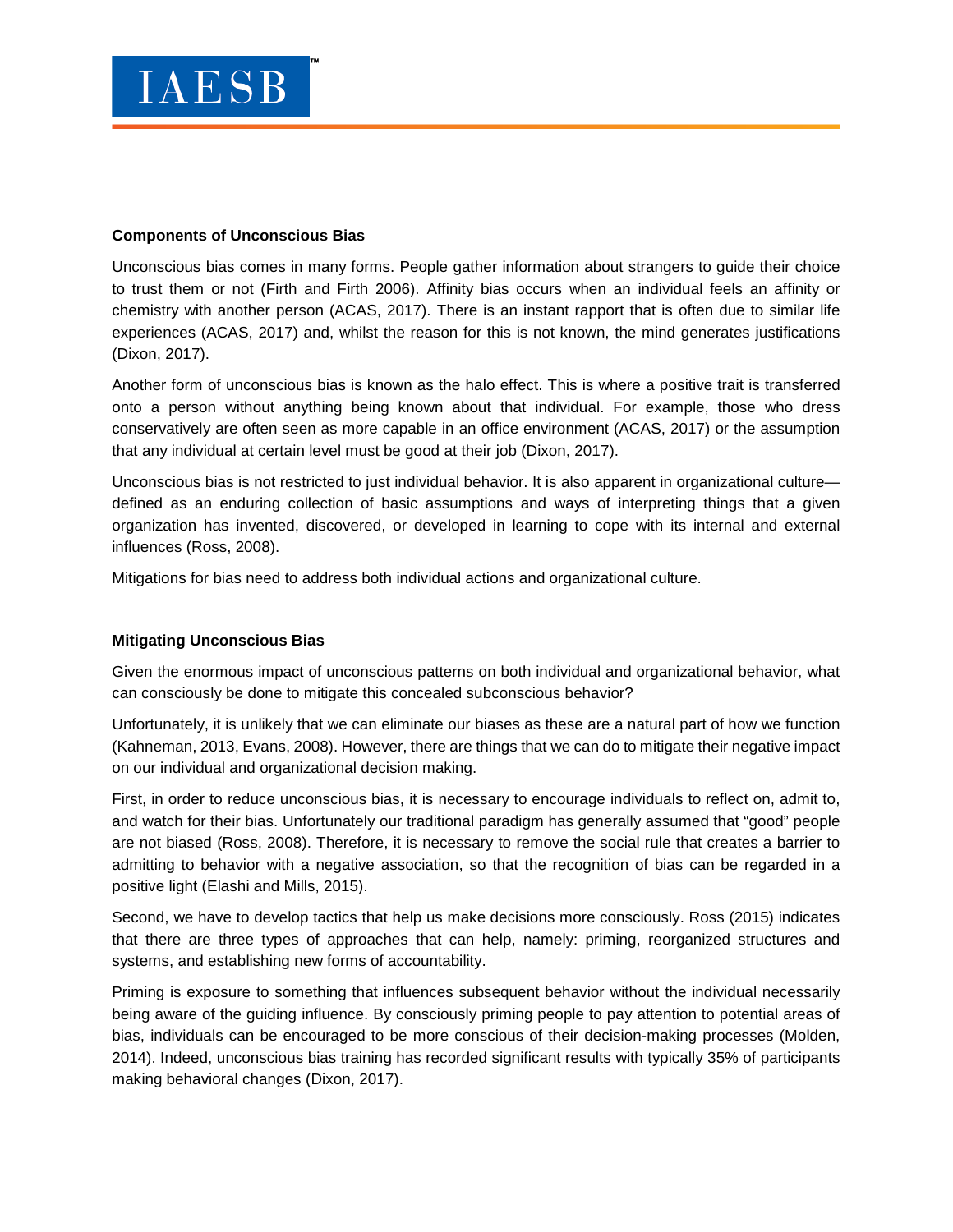**Components of Unconscious Bias**

Unconscious bias comes in many forms. People gather information about strangers to guide their choice to trust them or not (Firth and Firth 2006). Affinity bias occurs when an individual feels an affinity or chemistry with another person (ACAS, 2017). There is an instant rapport that is often due to similar life experiences (ACAS, 2017) and, whilst the reason for this is not known, the mind generates justifications (Dixon, 2017).

Another form of unconscious bias is known as the halo effect. This is where a positive trait is transferred onto a person without anything being known about that individual. For example, those who dress conservatively are often seen as more capable in an office environment (ACAS, 2017) or the assumption that any individual at certain level must be good at their job (Dixon, 2017).

Unconscious bias is not restricted to just individual behavior. It is also apparent in organizational culture—defined as an enduring collection of basic assumptions and ways of interpreting things that a given organization has invented, discovered, or developed in learning to cope with its internal and external influences (Ross, 2008).

Mitigations for bias need to address both individual actions and organizational culture.

**Mitigating Unconscious Bias**

Given the enormous impact of unconscious patterns on both individual and organizational behavior, what can consciously be done to mitigate this concealed subconscious behavior?

Unfortunately, it is unlikely that we can eliminate our biases as these are a natural part of how we function (Kahneman, 2013, Evans, 2008). However, there are things that we can do to mitigate their negative impact on our individual and organizational decision making.

First, in order to reduce unconscious bias, it is necessary to encourage individuals to reflect on, admit to, and watch for their bias. Unfortunately our traditional paradigm has generally assumed that "good" people are not biased (Ross, 2008). Therefore, it is necessary to remove the social rule that creates a barrier to admitting to behavior with a negative association, so that the recognition of bias can be regarded in a positive light (Elashi and Mills, 2015).

Second, we have to develop tactics that help us make decisions more consciously. Ross (2015) indicates that there are three types of approaches that can help, namely: priming, reorganized structures and systems, and establishing new forms of accountability.

Priming is exposure to something that influences subsequent behavior without the individual necessarily being aware of the guiding influence. By consciously priming people to pay attention to potential areas of bias, individuals can be encouraged to be more conscious of their decision-making processes (Molden, 2014). Indeed, unconscious bias training has recorded significant results with typically 35% of participants making behavioral changes (Dixon, 2017).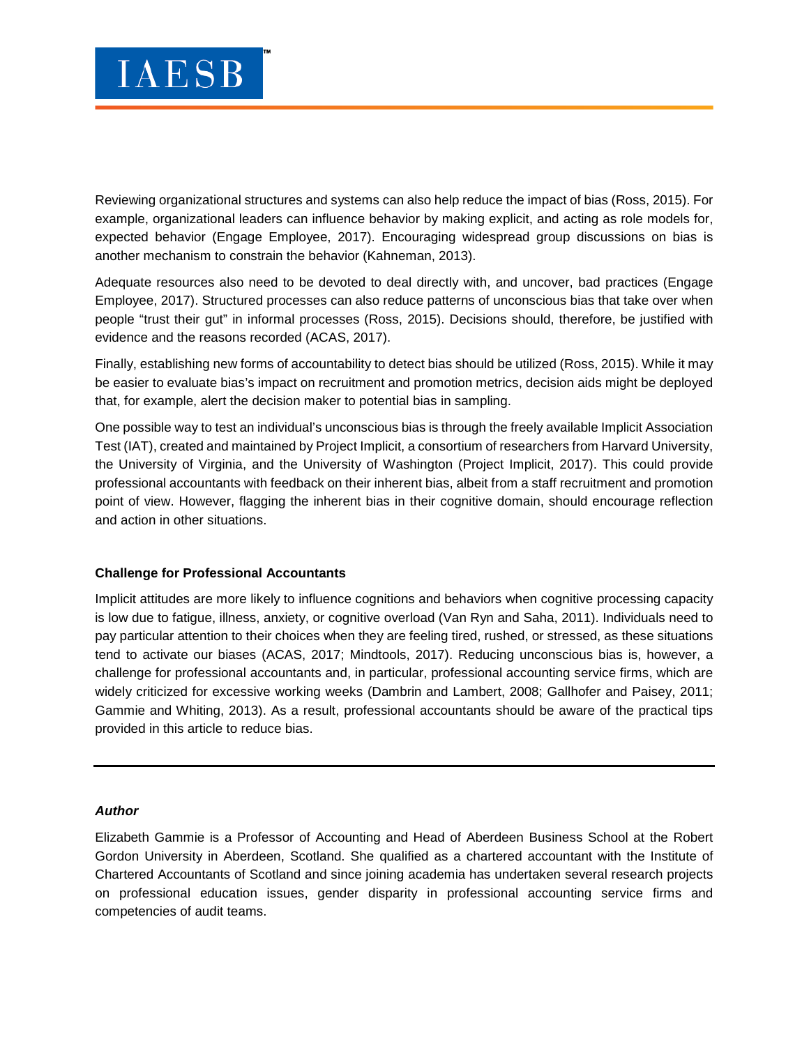Reviewing organizational structures and systems can also help reduce the impact of bias (Ross, 2015). For example, organizational leaders can influence behavior by making explicit, and acting as role models for, expected behavior (Engage Employee, 2017). Encouraging widespread group discussions on bias is another mechanism to constrain the behavior (Kahneman, 2013).

Adequate resources also need to be devoted to deal directly with, and uncover, bad practices (Engage Employee, 2017). Structured processes can also reduce patterns of unconscious bias that take over when people "trust their gut" in informal processes (Ross, 2015). Decisions should, therefore, be justified with evidence and the reasons recorded (ACAS, 2017).

Finally, establishing new forms of accountability to detect bias should be utilized (Ross, 2015). While it may be easier to evaluate bias's impact on recruitment and promotion metrics, decision aids might be deployed that, for example, alert the decision maker to potential bias in sampling.

One possible way to test an individual's unconscious bias is through the freely available Implicit Association Test (IAT), created and maintained by Project Implicit, a consortium of researchers from Harvard University, the University of Virginia, and the University of Washington (Project Implicit, 2017). This could provide professional accountants with feedback on their inherent bias, albeit from a staff recruitment and promotion point of view. However, flagging the inherent bias in their cognitive domain, should encourage reflection and action in other situations.

**Challenge for Professional Accountants**

Implicit attitudes are more likely to influence cognitions and behaviors when cognitive processing capacity is low due to fatigue, illness, anxiety, or cognitive overload (Van Ryn and Saha, 2011). Individuals need to pay particular attention to their choices when they are feeling tired, rushed, or stressed, as these situations tend to activate our biases (ACAS, 2017; Mindtools, 2017). Reducing unconscious bias is, however, a challenge for professional accountants and, in particular, professional accounting service firms, which are widely criticized for excessive working weeks (Dambrin and Lambert, 2008; Gallhofer and Paisey, 2011; Gammie and Whiting, 2013). As a result, professional accountants should be aware of the practical tips provided in this article to reduce bias.

---

***Author***

Elizabeth Gammie is a Professor of Accounting and Head of Aberdeen Business School at the Robert Gordon University in Aberdeen, Scotland. She qualified as a chartered accountant with the Institute of Chartered Accountants of Scotland and since joining academia has undertaken several research projects on professional education issues, gender disparity in professional accounting service firms and competencies of audit teams.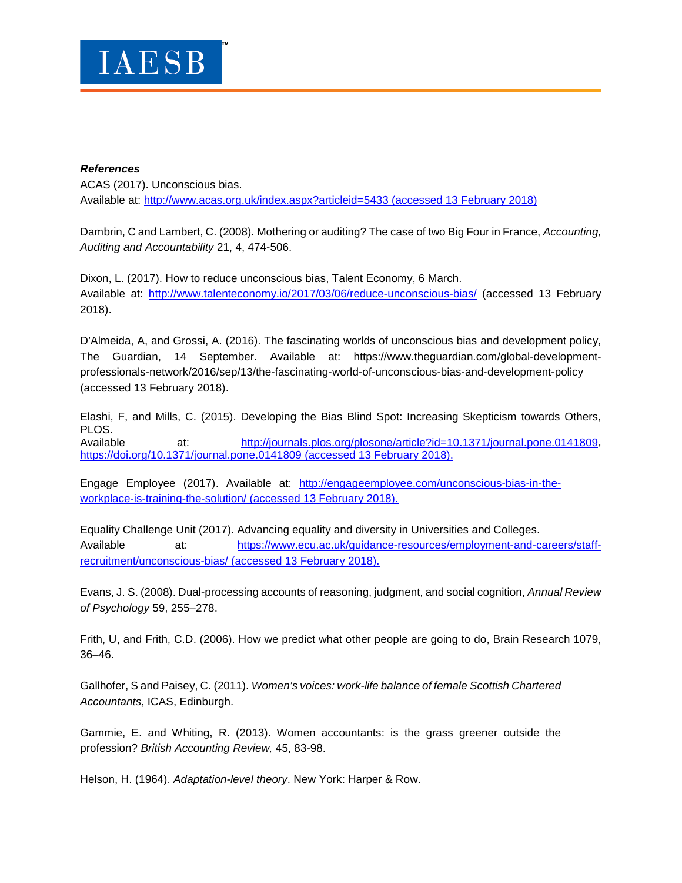***References***

ACAS (2017). Unconscious bias.
Available at: http://www.acas.org.uk/index.aspx?articleid=5433 (accessed 13 February 2018)

Dambrin, C and Lambert, C. (2008). Mothering or auditing? The case of two Big Four in France, *Accounting, Auditing and Accountability* 21, 4, 474-506.

Dixon, L. (2017). How to reduce unconscious bias, Talent Economy, 6 March.
Available at: http://www.talenteconomy.io/2017/03/06/reduce-unconscious-bias/ (accessed 13 February 2018).

D'Almeida, A, and Grossi, A. (2016). The fascinating worlds of unconscious bias and development policy, The Guardian, 14 September. Available at: https://www.theguardian.com/global-development-professionals-network/2016/sep/13/the-fascinating-world-of-unconscious-bias-and-development-policy (accessed 13 February 2018).

Elashi, F, and Mills, C. (2015). Developing the Bias Blind Spot: Increasing Skepticism towards Others, PLOS.
Available at: http://journals.plos.org/plosone/article?id=10.1371/journal.pone.0141809, https://doi.org/10.1371/journal.pone.0141809 (accessed 13 February 2018).

Engage Employee (2017). Available at: http://engageemployee.com/unconscious-bias-in-the-workplace-is-training-the-solution/ (accessed 13 February 2018).

Equality Challenge Unit (2017). Advancing equality and diversity in Universities and Colleges.
Available at: https://www.ecu.ac.uk/guidance-resources/employment-and-careers/staff-recruitment/unconscious-bias/ (accessed 13 February 2018).

Evans, J. S. (2008). Dual-processing accounts of reasoning, judgment, and social cognition, *Annual Review of Psychology* 59, 255–278.

Frith, U, and Frith, C.D. (2006). How we predict what other people are going to do, Brain Research 1079, 36–46.

Gallhofer, S and Paisey, C. (2011). *Women's voices: work-life balance of female Scottish Chartered Accountants*, ICAS, Edinburgh.

Gammie, E. and Whiting, R. (2013). Women accountants: is the grass greener outside the profession? *British Accounting Review,* 45, 83-98.

Helson, H. (1964). *Adaptation-level theory*. New York: Harper & Row.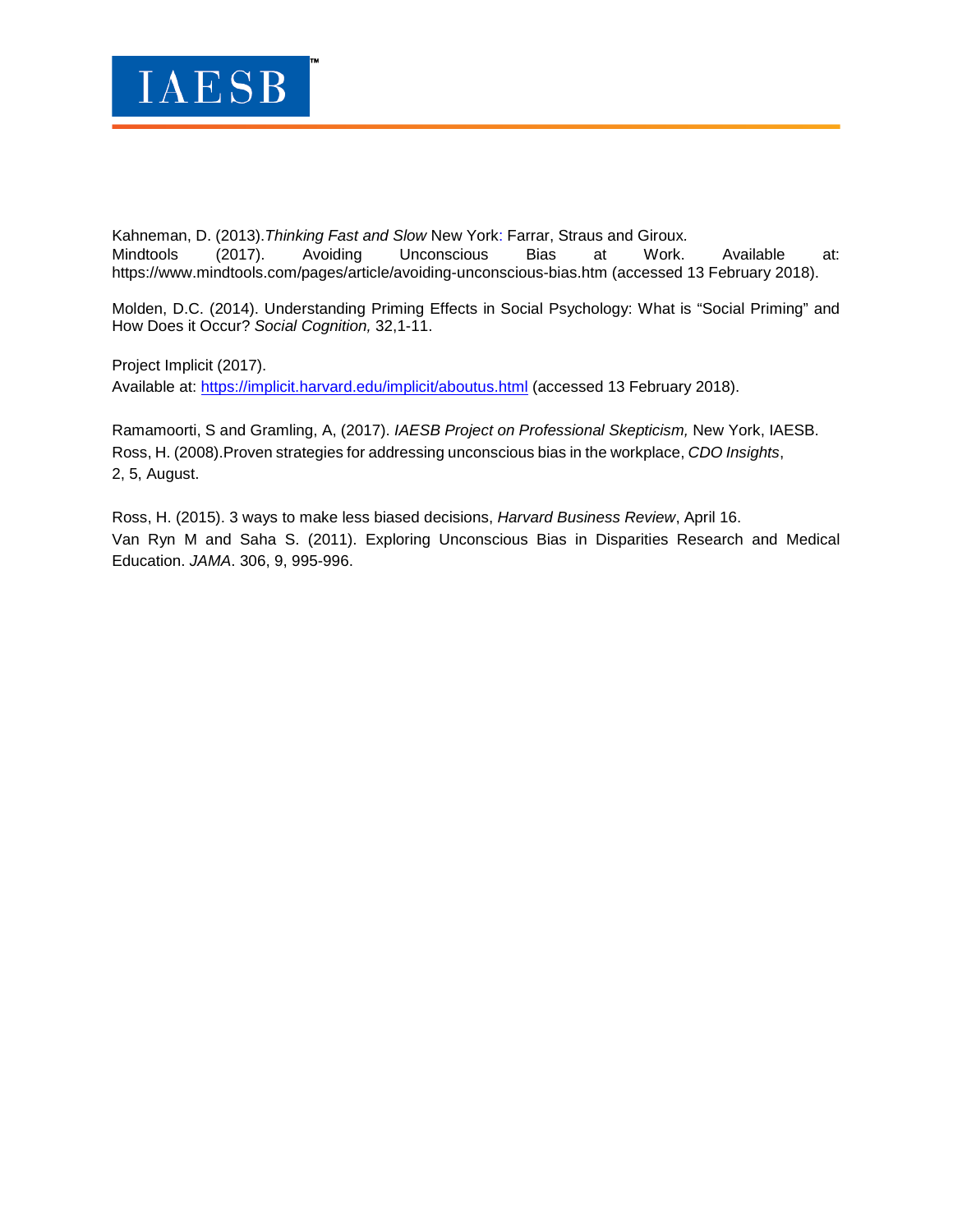Kahneman, D. (2013).*Thinking Fast and Slow* New York: Farrar, Straus and Giroux.
Mindtools (2017). Avoiding Unconscious Bias at Work. Available at: https://www.mindtools.com/pages/article/avoiding-unconscious-bias.htm (accessed 13 February 2018).

Molden, D.C. (2014). Understanding Priming Effects in Social Psychology: What is "Social Priming" and How Does it Occur? *Social Cognition,* 32,1-11.

Project Implicit (2017).
Available at: https://implicit.harvard.edu/implicit/aboutus.html (accessed 13 February 2018).

Ramamoorti, S and Gramling, A, (2017). *IAESB Project on Professional Skepticism,* New York, IAESB.
Ross, H. (2008).Proven strategies for addressing unconscious bias in the workplace, *CDO Insights*, 2, 5, August.

Ross, H. (2015). 3 ways to make less biased decisions, *Harvard Business Review*, April 16.
Van Ryn M and Saha S. (2011). Exploring Unconscious Bias in Disparities Research and Medical Education. *JAMA*. 306, 9, 995-996.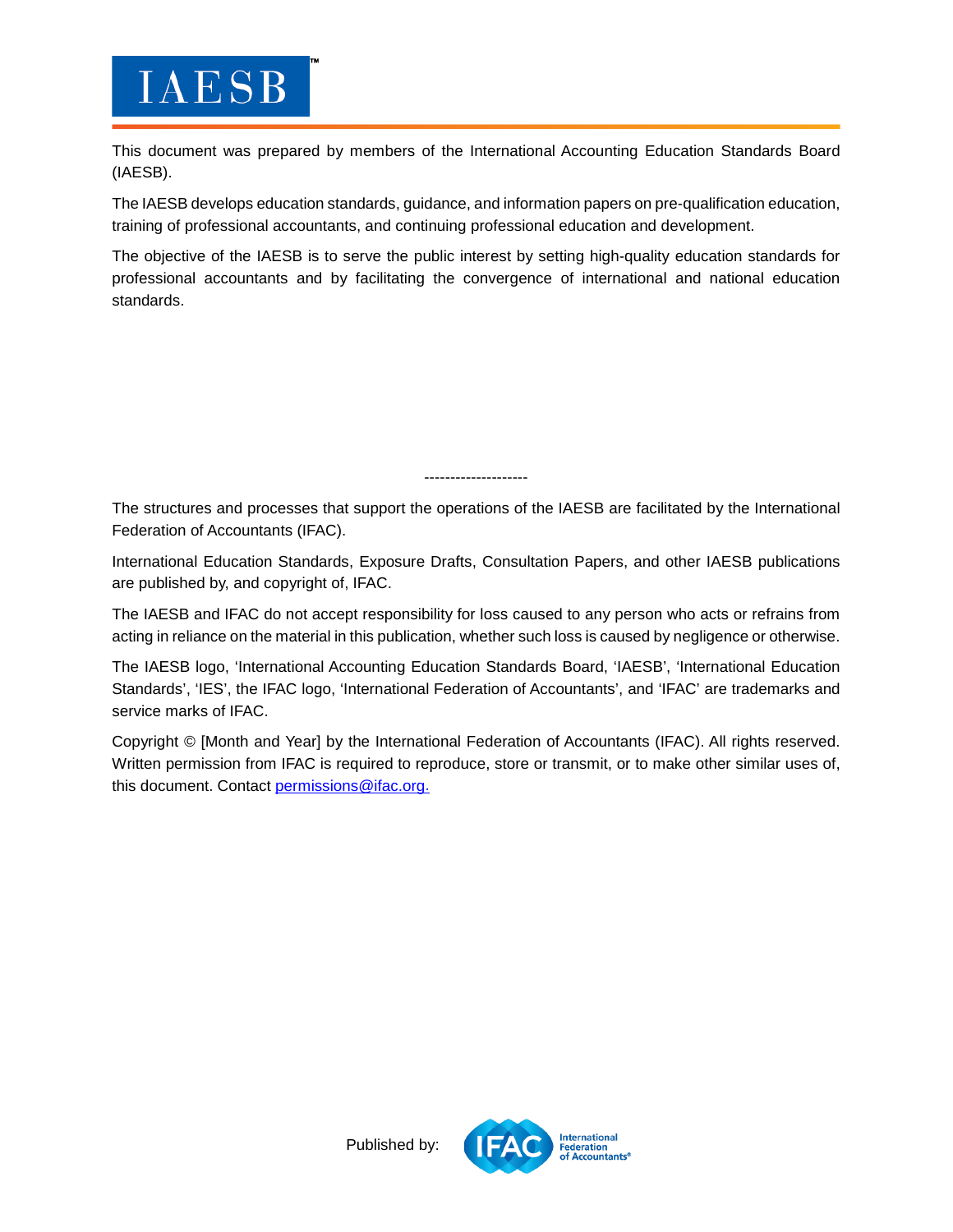This document was prepared by members of the International Accounting Education Standards Board (IAESB).

The IAESB develops education standards, guidance, and information papers on pre-qualification education, training of professional accountants, and continuing professional education and development.

The objective of the IAESB is to serve the public interest by setting high-quality education standards for professional accountants and by facilitating the convergence of international and national education standards.

--------------------

The structures and processes that support the operations of the IAESB are facilitated by the International Federation of Accountants (IFAC).

International Education Standards, Exposure Drafts, Consultation Papers, and other IAESB publications are published by, and copyright of, IFAC.

The IAESB and IFAC do not accept responsibility for loss caused to any person who acts or refrains from acting in reliance on the material in this publication, whether such loss is caused by negligence or otherwise.

The IAESB logo, 'International Accounting Education Standards Board, 'IAESB', 'International Education Standards', 'IES', the IFAC logo, 'International Federation of Accountants', and 'IFAC' are trademarks and service marks of IFAC.

Copyright © [Month and Year] by the International Federation of Accountants (IFAC). All rights reserved. Written permission from IFAC is required to reproduce, store or transmit, or to make other similar uses of, this document. Contact permissions@ifac.org.

Published by: